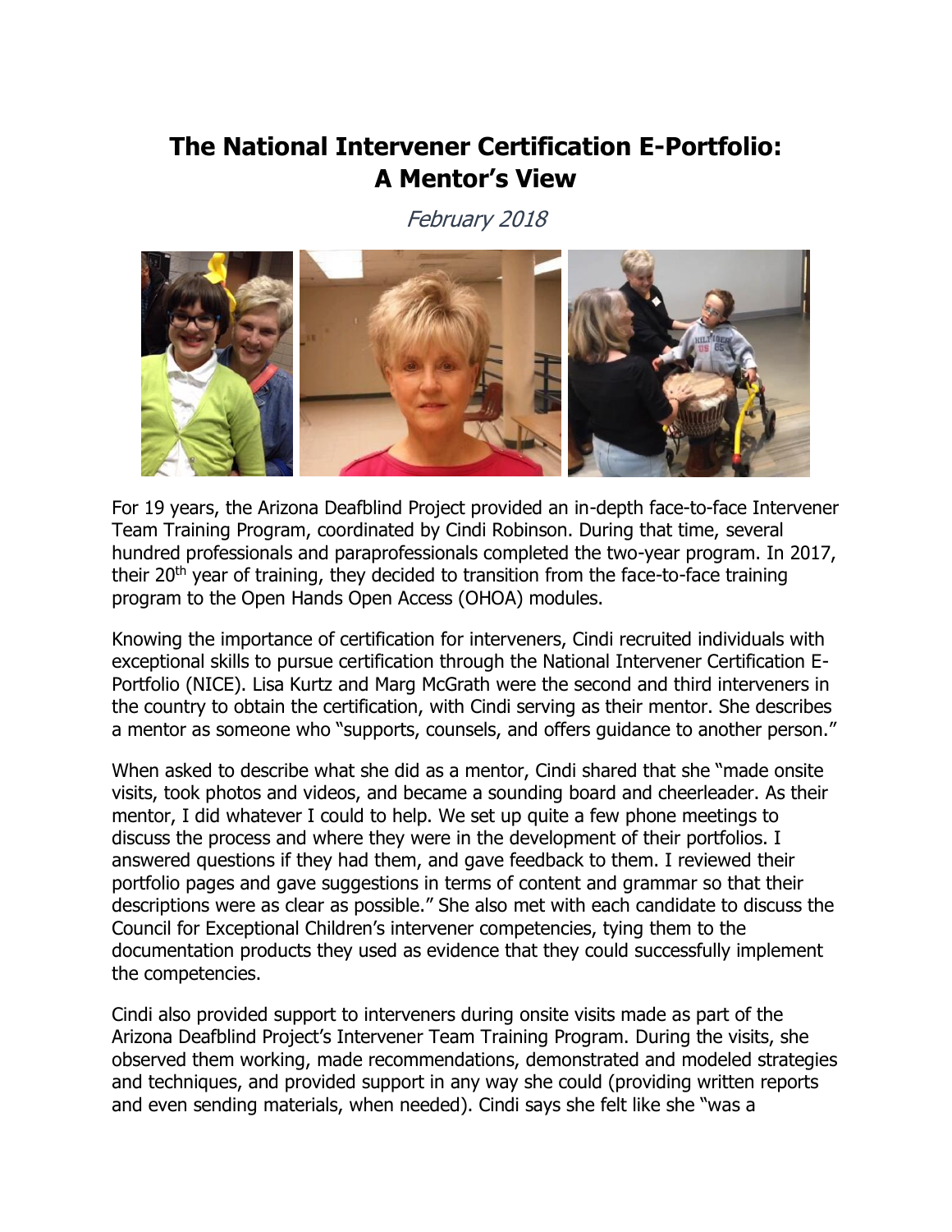# The National Intervener Certification E-Portfolio: A Mentor's View

*February 2018*

For 19 years, the Arizona Deafblind Project provided an in-depth face-to-face Intervener Team Training Program, coordinated by Cindi Robinson. During that time, several hundred professionals and paraprofessionals completed the two-year program. In 2017, their 20th year of training, they decided to transition from the face-to-face training program to the Open Hands Open Access (OHOA) modules.

Knowing the importance of certification for interveners, Cindi recruited individuals with exceptional skills to pursue certification through the National Intervener Certification E-Portfolio (NICE). Lisa Kurtz and Marg McGrath were the second and third interveners in the country to obtain the certification, with Cindi serving as their mentor. She describes a mentor as someone who "supports, counsels, and offers guidance to another person."

When asked to describe what she did as a mentor, Cindi shared that she "made onsite visits, took photos and videos, and became a sounding board and cheerleader. As their mentor, I did whatever I could to help. We set up quite a few phone meetings to discuss the process and where they were in the development of their portfolios. I answered questions if they had them, and gave feedback to them. I reviewed their portfolio pages and gave suggestions in terms of content and grammar so that their descriptions were as clear as possible." She also met with each candidate to discuss the Council for Exceptional Children's intervener competencies, tying them to the documentation products they used as evidence that they could successfully implement the competencies.

Cindi also provided support to interveners during onsite visits made as part of the Arizona Deafblind Project's Intervener Team Training Program. During the visits, she observed them working, made recommendations, demonstrated and modeled strategies and techniques, and provided support in any way she could (providing written reports and even sending materials, when needed). Cindi says she felt like she "was a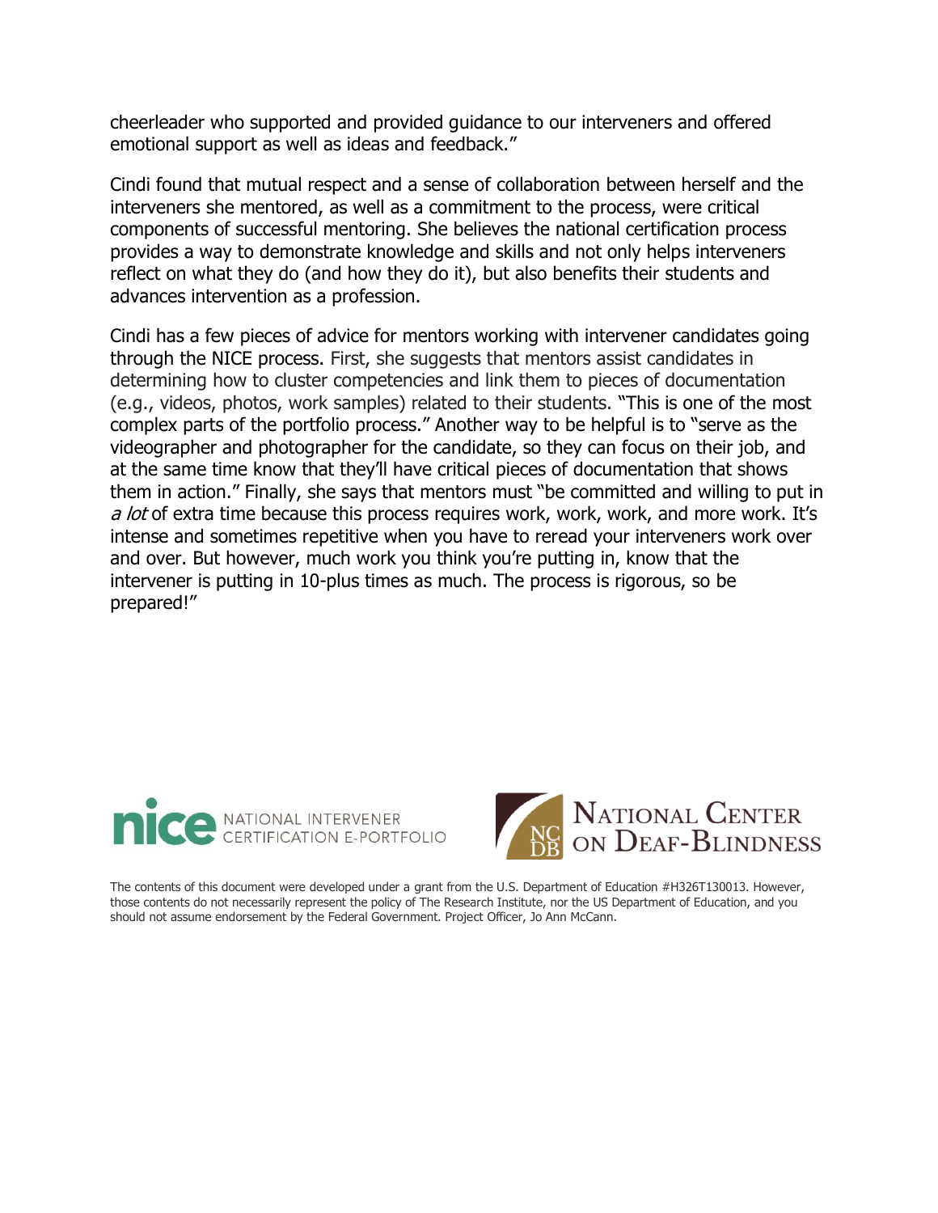cheerleader who supported and provided guidance to our interveners and offered emotional support as well as ideas and feedback."

Cindi found that mutual respect and a sense of collaboration between herself and the interveners she mentored, as well as a commitment to the process, were critical components of successful mentoring. She believes the national certification process provides a way to demonstrate knowledge and skills and not only helps interveners reflect on what they do (and how they do it), but also benefits their students and advances intervention as a profession.

Cindi has a few pieces of advice for mentors working with intervener candidates going through the NICE process. First, she suggests that mentors assist candidates in determining how to cluster competencies and link them to pieces of documentation (e.g., videos, photos, work samples) related to their students. "This is one of the most complex parts of the portfolio process." Another way to be helpful is to "serve as the videographer and photographer for the candidate, so they can focus on their job, and at the same time know that they'll have critical pieces of documentation that shows them in action." Finally, she says that mentors must "be committed and willing to put in *a lot* of extra time because this process requires work, work, work, and more work. It's intense and sometimes repetitive when you have to reread your interveners work over and over. But however, much work you think you're putting in, know that the intervener is putting in 10-plus times as much. The process is rigorous, so be prepared!"

nice NATIONAL INTERVENER CERTIFICATION E-PORTFOLIO

NATIONAL CENTER ON DEAF-BLINDNESS

The contents of this document were developed under a grant from the U.S. Department of Education #H326T130013. However, those contents do not necessarily represent the policy of The Research Institute, nor the US Department of Education, and you should not assume endorsement by the Federal Government. Project Officer, Jo Ann McCann.